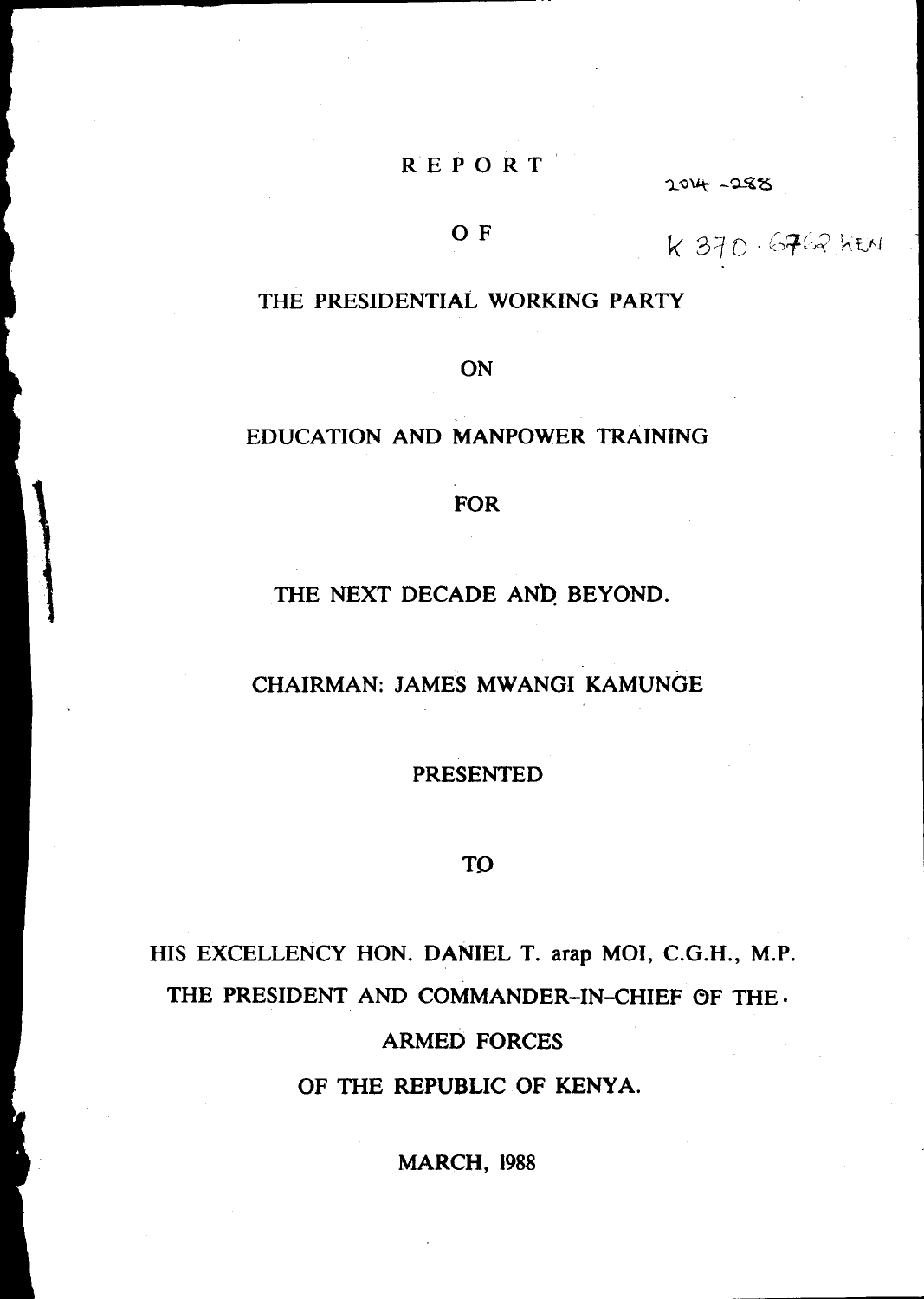# REPORT

# OF

# THE PRESIDENTIAL WORKING PARTY

# ON

# EDUCATION AND MANPOWER TRAINING

# FOR

# THE NEXT DECADE AND BEYOND.

2014 - 288

K 370 . 6762 KEN

CHAIRMAN: JAMES MWANGI KAMUNGE

PRESENTED

TO

HIS EXCELLENCY HON. DANIEL T. arap MOI, C.G.H., M.P.

THE PRESIDENT AND COMMANDER-IN-CHIEF OF THE ARMED FORCES

OF THE REPUBLIC OF KENYA.

MARCH, 1988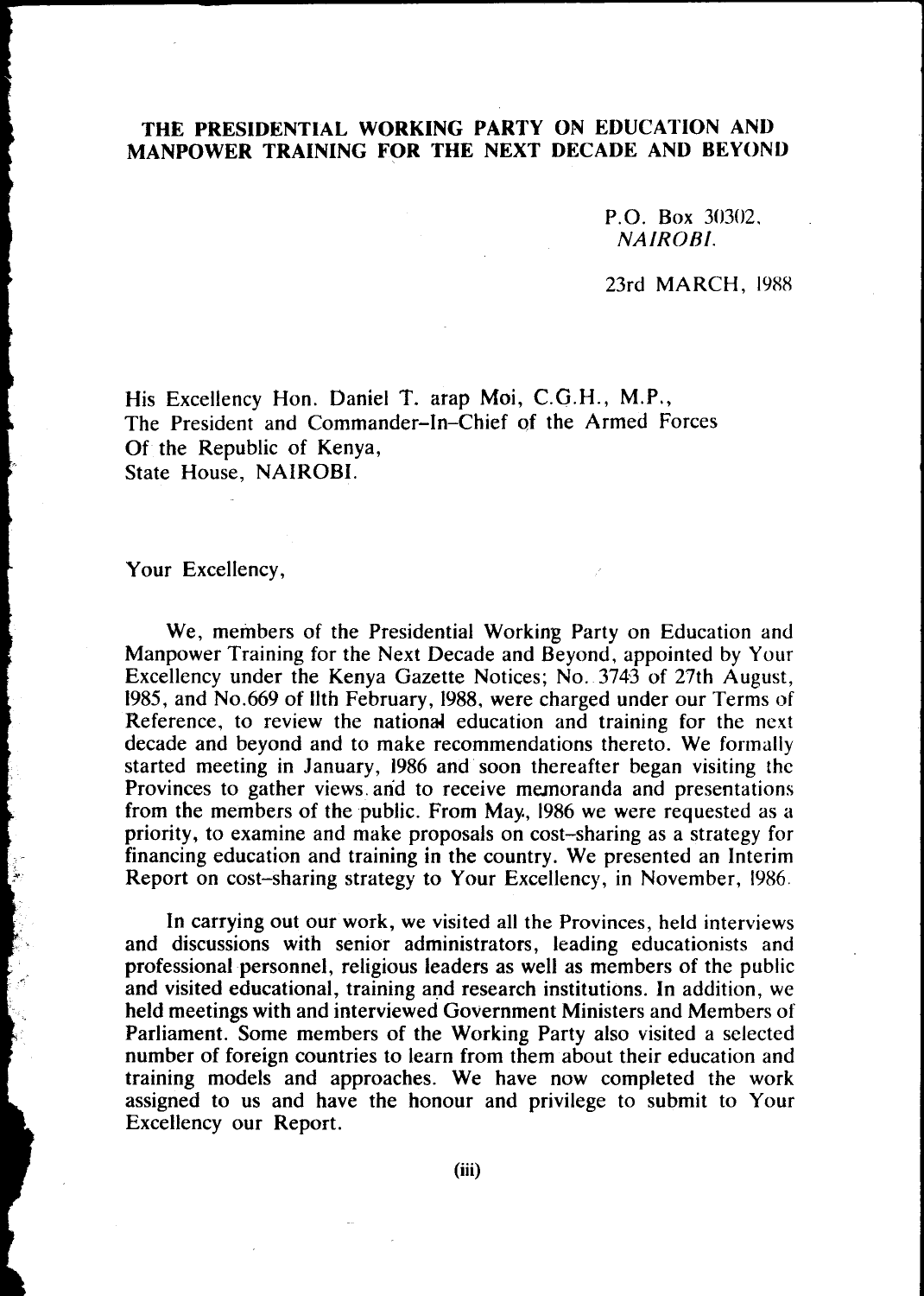**THE PRESIDENTIAL WORKING PARTY ON EDUCATION AND MANPOWER TRAINING FOR THE NEXT DECADE AND BEYOND**

P.O. Box 30302,
*NAIROBI.*

23rd MARCH, 1988

His Excellency Hon. Daniel T. arap Moi, C.G.H., M.P.,
The President and Commander–In–Chief of the Armed Forces
Of the Republic of Kenya,
State House, NAIROBI.

Your Excellency,

We, members of the Presidential Working Party on Education and Manpower Training for the Next Decade and Beyond, appointed by Your Excellency under the Kenya Gazette Notices; No. 3743 of 27th August, 1985, and No.669 of 11th February, 1988, were charged under our Terms of Reference, to review the national education and training for the next decade and beyond and to make recommendations thereto. We formally started meeting in January, 1986 and soon thereafter began visiting the Provinces to gather views and to receive memoranda and presentations from the members of the public. From May, 1986 we were requested as a priority, to examine and make proposals on cost–sharing as a strategy for financing education and training in the country. We presented an Interim Report on cost–sharing strategy to Your Excellency, in November, 1986.

In carrying out our work, we visited all the Provinces, held interviews and discussions with senior administrators, leading educationists and professional personnel, religious leaders as well as members of the public and visited educational, training and research institutions. In addition, we held meetings with and interviewed Government Ministers and Members of Parliament. Some members of the Working Party also visited a selected number of foreign countries to learn from them about their education and training models and approaches. We have now completed the work assigned to us and have the honour and privilege to submit to Your Excellency our Report.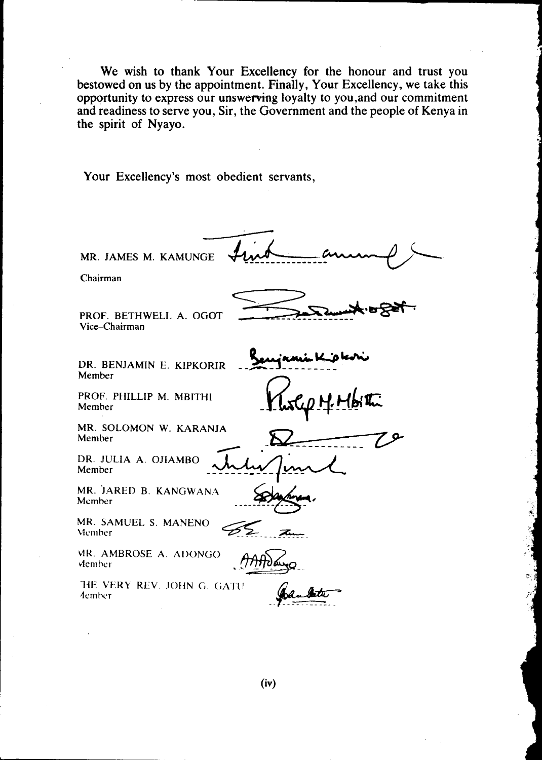We wish to thank Your Excellency for the honour and trust you bestowed on us by the appointment. Finally, Your Excellency, we take this opportunity to express our unswerving loyalty to you, and our commitment and readiness to serve you, Sir, the Government and the people of Kenya in the spirit of Nyayo.

Your Excellency's most obedient servants,

MR. JAMES M. KAMUNGE
Chairman

PROF. BETHWELL A. OGOT
Vice–Chairman

DR. BENJAMIN E. KIPKORIR
Member

PROF. PHILLIP M. MBITHI
Member

MR. SOLOMON W. KARANJA
Member

DR. JULIA A. OJIAMBO
Member

MR. JARED B. KANGWANA
Member

MR. SAMUEL S. MANENO
Member

MR. AMBROSE A. ADONGO
Member

THE VERY REV. JOHN G. GATU
Member